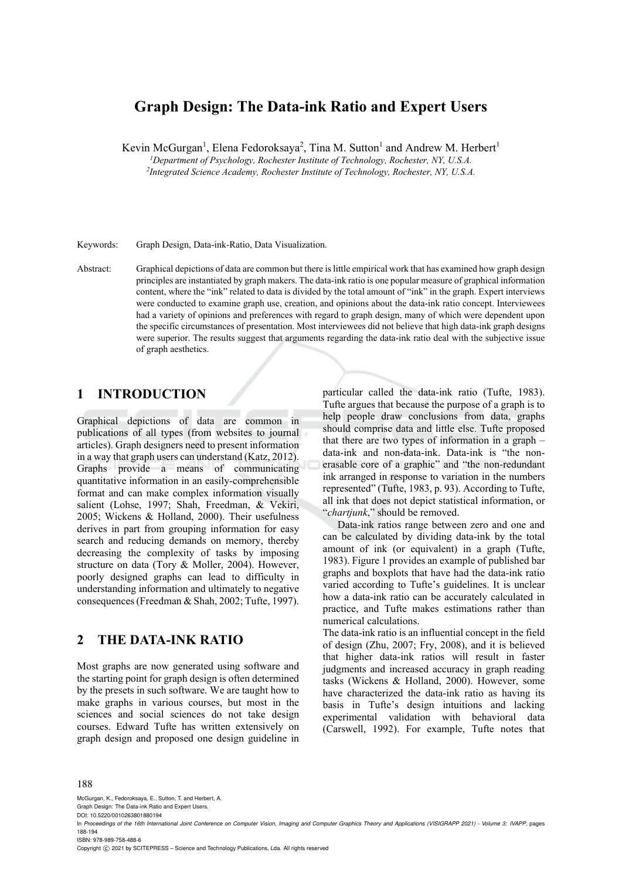# Graph Design: The Data-ink Ratio and Expert Users

Kevin McGurgan[1], Elena Fedoroksaya[2], Tina M. Sutton[1] and Andrew M. Herbert[1]

[1]*Department of Psychology, Rochester Institute of Technology, Rochester, NY, U.S.A.*
[2]*Integrated Science Academy, Rochester Institute of Technology, Rochester, NY, U.S.A.*

Keywords: Graph Design, Data-ink-Ratio, Data Visualization.

Abstract: Graphical depictions of data are common but there is little empirical work that has examined how graph design principles are instantiated by graph makers. The data-ink ratio is one popular measure of graphical information content, where the "ink" related to data is divided by the total amount of "ink" in the graph. Expert interviews were conducted to examine graph use, creation, and opinions about the data-ink ratio concept. Interviewees had a variety of opinions and preferences with regard to graph design, many of which were dependent upon the specific circumstances of presentation. Most interviewees did not believe that high data-ink graph designs were superior. The results suggest that arguments regarding the data-ink ratio deal with the subjective issue of graph aesthetics.

## 1 INTRODUCTION

Graphical depictions of data are common in publications of all types (from websites to journal articles). Graph designers need to present information in a way that graph users can understand (Katz, 2012). Graphs provide a means of communicating quantitative information in an easily-comprehensible format and can make complex information visually salient (Lohse, 1997; Shah, Freedman, & Vekiri, 2005; Wickens & Holland, 2000). Their usefulness derives in part from grouping information for easy search and reducing demands on memory, thereby decreasing the complexity of tasks by imposing structure on data (Tory & Moller, 2004). However, poorly designed graphs can lead to difficulty in understanding information and ultimately to negative consequences (Freedman & Shah, 2002; Tufte, 1997).

## 2 THE DATA-INK RATIO

Most graphs are now generated using software and the starting point for graph design is often determined by the presets in such software. We are taught how to make graphs in various courses, but most in the sciences and social sciences do not take design courses. Edward Tufte has written extensively on graph design and proposed one design guideline in particular called the data-ink ratio (Tufte, 1983). Tufte argues that because the purpose of a graph is to help people draw conclusions from data, graphs should comprise data and little else. Tufte proposed that there are two types of information in a graph – data-ink and non-data-ink. Data-ink is "the non-erasable core of a graphic" and "the non-redundant ink arranged in response to variation in the numbers represented" (Tufte, 1983, p. 93). According to Tufte, all ink that does not depict statistical information, or "*chartjunk*," should be removed.

Data-ink ratios range between zero and one and can be calculated by dividing data-ink by the total amount of ink (or equivalent) in a graph (Tufte, 1983). Figure 1 provides an example of published bar graphs and boxplots that have had the data-ink ratio varied according to Tufte's guidelines. It is unclear how a data-ink ratio can be accurately calculated in practice, and Tufte makes estimations rather than numerical calculations.

The data-ink ratio is an influential concept in the field of design (Zhu, 2007; Fry, 2008), and it is believed that higher data-ink ratios will result in faster judgments and increased accuracy in graph reading tasks (Wickens & Holland, 2000). However, some have characterized the data-ink ratio as having its basis in Tufte's design intuitions and lacking experimental validation with behavioral data (Carswell, 1992). For example, Tufte notes that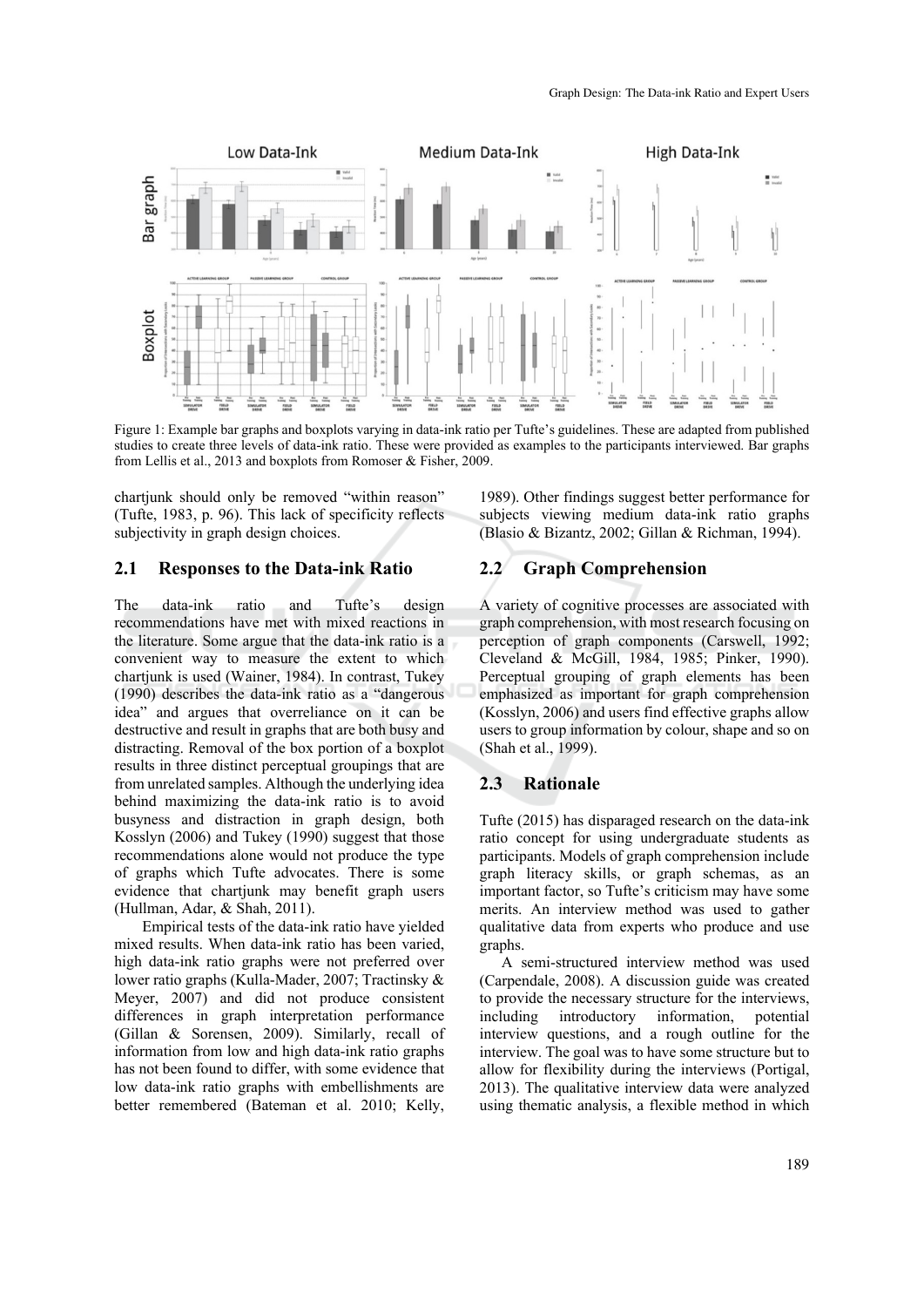Figure 1: Example bar graphs and boxplots varying in data-ink ratio per Tufte's guidelines. These are adapted from published studies to create three levels of data-ink ratio. These were provided as examples to the participants interviewed. Bar graphs from Lellis et al., 2013 and boxplots from Romoser & Fisher, 2009.

chartjunk should only be removed "within reason" (Tufte, 1983, p. 96). This lack of specificity reflects subjectivity in graph design choices.

## 2.1 Responses to the Data-ink Ratio

The data-ink ratio and Tufte's design recommendations have met with mixed reactions in the literature. Some argue that the data-ink ratio is a convenient way to measure the extent to which chartjunk is used (Wainer, 1984). In contrast, Tukey (1990) describes the data-ink ratio as a "dangerous idea" and argues that overreliance on it can be destructive and result in graphs that are both busy and distracting. Removal of the box portion of a boxplot results in three distinct perceptual groupings that are from unrelated samples. Although the underlying idea behind maximizing the data-ink ratio is to avoid busyness and distraction in graph design, both Kosslyn (2006) and Tukey (1990) suggest that those recommendations alone would not produce the type of graphs which Tufte advocates. There is some evidence that chartjunk may benefit graph users (Hullman, Adar, & Shah, 2011).

Empirical tests of the data-ink ratio have yielded mixed results. When data-ink ratio has been varied, high data-ink ratio graphs were not preferred over lower ratio graphs (Kulla-Mader, 2007; Tractinsky & Meyer, 2007) and did not produce consistent differences in graph interpretation performance (Gillan & Sorensen, 2009). Similarly, recall of information from low and high data-ink ratio graphs has not been found to differ, with some evidence that low data-ink ratio graphs with embellishments are better remembered (Bateman et al. 2010; Kelly, 1989). Other findings suggest better performance for subjects viewing medium data-ink ratio graphs (Blasio & Bizantz, 2002; Gillan & Richman, 1994).

## 2.2 Graph Comprehension

A variety of cognitive processes are associated with graph comprehension, with most research focusing on perception of graph components (Carswell, 1992; Cleveland & McGill, 1984, 1985; Pinker, 1990). Perceptual grouping of graph elements has been emphasized as important for graph comprehension (Kosslyn, 2006) and users find effective graphs allow users to group information by colour, shape and so on (Shah et al., 1999).

## 2.3 Rationale

Tufte (2015) has disparaged research on the data-ink ratio concept for using undergraduate students as participants. Models of graph comprehension include graph literacy skills, or graph schemas, as an important factor, so Tufte's criticism may have some merits. An interview method was used to gather qualitative data from experts who produce and use graphs.

A semi-structured interview method was used (Carpendale, 2008). A discussion guide was created to provide the necessary structure for the interviews, including introductory information, potential interview questions, and a rough outline for the interview. The goal was to have some structure but to allow for flexibility during the interviews (Portigal, 2013). The qualitative interview data were analyzed using thematic analysis, a flexible method in which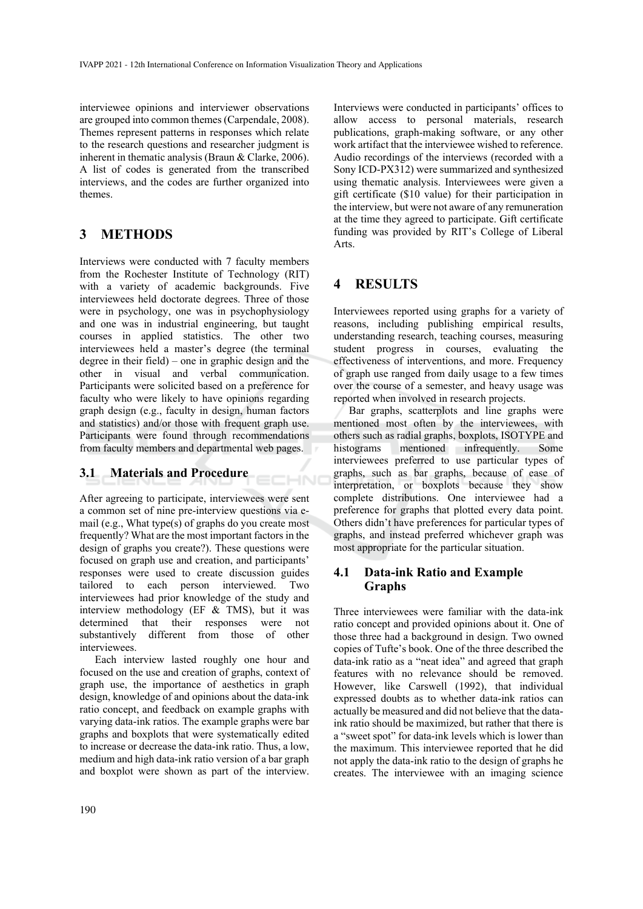interviewee opinions and interviewer observations are grouped into common themes (Carpendale, 2008). Themes represent patterns in responses which relate to the research questions and researcher judgment is inherent in thematic analysis (Braun & Clarke, 2006). A list of codes is generated from the transcribed interviews, and the codes are further organized into themes.

# 3 METHODS

Interviews were conducted with 7 faculty members from the Rochester Institute of Technology (RIT) with a variety of academic backgrounds. Five interviewees held doctorate degrees. Three of those were in psychology, one was in psychophysiology and one was in industrial engineering, but taught courses in applied statistics. The other two interviewees held a master's degree (the terminal degree in their field) – one in graphic design and the other in visual and verbal communication. Participants were solicited based on a preference for faculty who were likely to have opinions regarding graph design (e.g., faculty in design, human factors and statistics) and/or those with frequent graph use. Participants were found through recommendations from faculty members and departmental web pages.

## 3.1 Materials and Procedure

After agreeing to participate, interviewees were sent a common set of nine pre-interview questions via e-mail (e.g., What type(s) of graphs do you create most frequently? What are the most important factors in the design of graphs you create?). These questions were focused on graph use and creation, and participants' responses were used to create discussion guides tailored to each person interviewed. Two interviewees had prior knowledge of the study and interview methodology (EF & TMS), but it was determined that their responses were not substantively different from those of other interviewees.

Each interview lasted roughly one hour and focused on the use and creation of graphs, context of graph use, the importance of aesthetics in graph design, knowledge of and opinions about the data-ink ratio concept, and feedback on example graphs with varying data-ink ratios. The example graphs were bar graphs and boxplots that were systematically edited to increase or decrease the data-ink ratio. Thus, a low, medium and high data-ink ratio version of a bar graph and boxplot were shown as part of the interview. Interviews were conducted in participants' offices to allow access to personal materials, research publications, graph-making software, or any other work artifact that the interviewee wished to reference. Audio recordings of the interviews (recorded with a Sony ICD-PX312) were summarized and synthesized using thematic analysis. Interviewees were given a gift certificate ($10 value) for their participation in the interview, but were not aware of any remuneration at the time they agreed to participate. Gift certificate funding was provided by RIT's College of Liberal Arts.

# 4 RESULTS

Interviewees reported using graphs for a variety of reasons, including publishing empirical results, understanding research, teaching courses, measuring student progress in courses, evaluating the effectiveness of interventions, and more. Frequency of graph use ranged from daily usage to a few times over the course of a semester, and heavy usage was reported when involved in research projects.

Bar graphs, scatterplots and line graphs were mentioned most often by the interviewees, with others such as radial graphs, boxplots, ISOTYPE and histograms mentioned infrequently. Some interviewees preferred to use particular types of graphs, such as bar graphs, because of ease of interpretation, or boxplots because they show complete distributions. One interviewee had a preference for graphs that plotted every data point. Others didn't have preferences for particular types of graphs, and instead preferred whichever graph was most appropriate for the particular situation.

## 4.1 Data-ink Ratio and Example Graphs

Three interviewees were familiar with the data-ink ratio concept and provided opinions about it. One of those three had a background in design. Two owned copies of Tufte's book. One of the three described the data-ink ratio as a "neat idea" and agreed that graph features with no relevance should be removed. However, like Carswell (1992), that individual expressed doubts as to whether data-ink ratios can actually be measured and did not believe that the data-ink ratio should be maximized, but rather that there is a "sweet spot" for data-ink levels which is lower than the maximum. This interviewee reported that he did not apply the data-ink ratio to the design of graphs he creates. The interviewee with an imaging science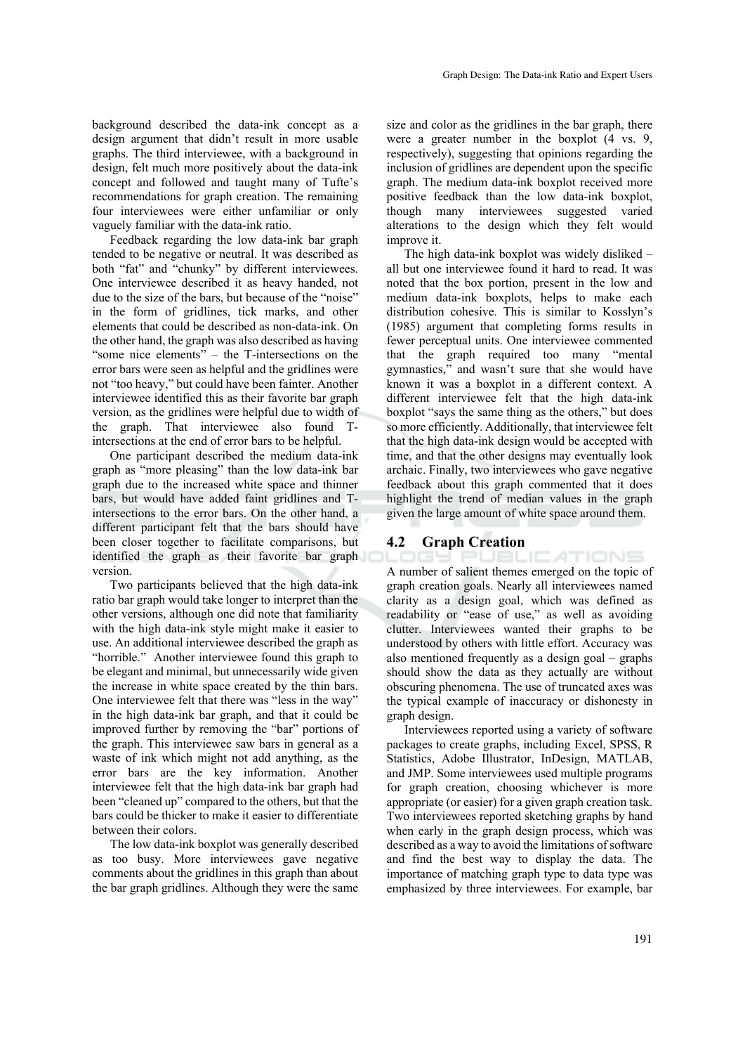background described the data-ink concept as a design argument that didn't result in more usable graphs. The third interviewee, with a background in design, felt much more positively about the data-ink concept and followed and taught many of Tufte's recommendations for graph creation. The remaining four interviewees were either unfamiliar or only vaguely familiar with the data-ink ratio.

Feedback regarding the low data-ink bar graph tended to be negative or neutral. It was described as both "fat" and "chunky" by different interviewees. One interviewee described it as heavy handed, not due to the size of the bars, but because of the "noise" in the form of gridlines, tick marks, and other elements that could be described as non-data-ink. On the other hand, the graph was also described as having "some nice elements" – the T-intersections on the error bars were seen as helpful and the gridlines were not "too heavy," but could have been fainter. Another interviewee identified this as their favorite bar graph version, as the gridlines were helpful due to width of the graph. That interviewee also found T-intersections at the end of error bars to be helpful.

One participant described the medium data-ink graph as "more pleasing" than the low data-ink bar graph due to the increased white space and thinner bars, but would have added faint gridlines and T-intersections to the error bars. On the other hand, a different participant felt that the bars should have been closer together to facilitate comparisons, but identified the graph as their favorite bar graph version.

Two participants believed that the high data-ink ratio bar graph would take longer to interpret than the other versions, although one did note that familiarity with the high data-ink style might make it easier to use. An additional interviewee described the graph as "horrible." Another interviewee found this graph to be elegant and minimal, but unnecessarily wide given the increase in white space created by the thin bars. One interviewee felt that there was "less in the way" in the high data-ink bar graph, and that it could be improved further by removing the "bar" portions of the graph. This interviewee saw bars in general as a waste of ink which might not add anything, as the error bars are the key information. Another interviewee felt that the high data-ink bar graph had been "cleaned up" compared to the others, but that the bars could be thicker to make it easier to differentiate between their colors.

The low data-ink boxplot was generally described as too busy. More interviewees gave negative comments about the gridlines in this graph than about the bar graph gridlines. Although they were the same size and color as the gridlines in the bar graph, there were a greater number in the boxplot (4 vs. 9, respectively), suggesting that opinions regarding the inclusion of gridlines are dependent upon the specific graph. The medium data-ink boxplot received more positive feedback than the low data-ink boxplot, though many interviewees suggested varied alterations to the design which they felt would improve it.

The high data-ink boxplot was widely disliked – all but one interviewee found it hard to read. It was noted that the box portion, present in the low and medium data-ink boxplots, helps to make each distribution cohesive. This is similar to Kosslyn's (1985) argument that completing forms results in fewer perceptual units. One interviewee commented that the graph required too many "mental gymnastics," and wasn't sure that she would have known it was a boxplot in a different context. A different interviewee felt that the high data-ink boxplot "says the same thing as the others," but does so more efficiently. Additionally, that interviewee felt that the high data-ink design would be accepted with time, and that the other designs may eventually look archaic. Finally, two interviewees who gave negative feedback about this graph commented that it does highlight the trend of median values in the graph given the large amount of white space around them.

## 4.2 Graph Creation

A number of salient themes emerged on the topic of graph creation goals. Nearly all interviewees named clarity as a design goal, which was defined as readability or "ease of use," as well as avoiding clutter. Interviewees wanted their graphs to be understood by others with little effort. Accuracy was also mentioned frequently as a design goal – graphs should show the data as they actually are without obscuring phenomena. The use of truncated axes was the typical example of inaccuracy or dishonesty in graph design.

Interviewees reported using a variety of software packages to create graphs, including Excel, SPSS, R Statistics, Adobe Illustrator, InDesign, MATLAB, and JMP. Some interviewees used multiple programs for graph creation, choosing whichever is more appropriate (or easier) for a given graph creation task. Two interviewees reported sketching graphs by hand when early in the graph design process, which was described as a way to avoid the limitations of software and find the best way to display the data. The importance of matching graph type to data type was emphasized by three interviewees. For example, bar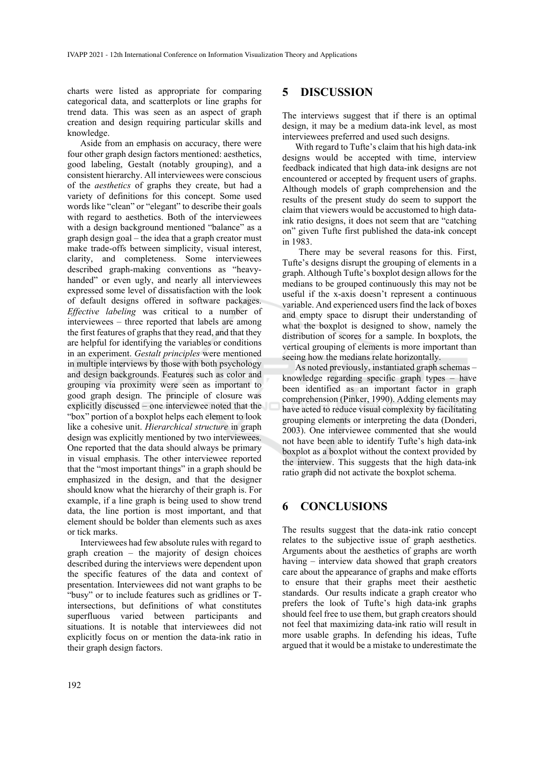charts were listed as appropriate for comparing categorical data, and scatterplots or line graphs for trend data. This was seen as an aspect of graph creation and design requiring particular skills and knowledge.

Aside from an emphasis on accuracy, there were four other graph design factors mentioned: aesthetics, good labeling, Gestalt (notably grouping), and a consistent hierarchy. All interviewees were conscious of the *aesthetics* of graphs they create, but had a variety of definitions for this concept. Some used words like "clean" or "elegant" to describe their goals with regard to aesthetics. Both of the interviewees with a design background mentioned "balance" as a graph design goal – the idea that a graph creator must make trade-offs between simplicity, visual interest, clarity, and completeness. Some interviewees described graph-making conventions as "heavy-handed" or even ugly, and nearly all interviewees expressed some level of dissatisfaction with the look of default designs offered in software packages. *Effective labeling* was critical to a number of interviewees – three reported that labels are among the first features of graphs that they read, and that they are helpful for identifying the variables or conditions in an experiment. *Gestalt principles* were mentioned in multiple interviews by those with both psychology and design backgrounds. Features such as color and grouping via proximity were seen as important to good graph design. The principle of closure was explicitly discussed – one interviewee noted that the "box" portion of a boxplot helps each element to look like a cohesive unit. *Hierarchical structure* in graph design was explicitly mentioned by two interviewees. One reported that the data should always be primary in visual emphasis. The other interviewee reported that the "most important things" in a graph should be emphasized in the design, and that the designer should know what the hierarchy of their graph is. For example, if a line graph is being used to show trend data, the line portion is most important, and that element should be bolder than elements such as axes or tick marks.

Interviewees had few absolute rules with regard to graph creation – the majority of design choices described during the interviews were dependent upon the specific features of the data and context of presentation. Interviewees did not want graphs to be "busy" or to include features such as gridlines or T-intersections, but definitions of what constitutes superfluous varied between participants and situations. It is notable that interviewees did not explicitly focus on or mention the data-ink ratio in their graph design factors.

# 5 DISCUSSION

The interviews suggest that if there is an optimal design, it may be a medium data-ink level, as most interviewees preferred and used such designs.

With regard to Tufte's claim that his high data-ink designs would be accepted with time, interview feedback indicated that high data-ink designs are not encountered or accepted by frequent users of graphs. Although models of graph comprehension and the results of the present study do seem to support the claim that viewers would be accustomed to high data-ink ratio designs, it does not seem that are "catching on" given Tufte first published the data-ink concept in 1983.

There may be several reasons for this. First, Tufte's designs disrupt the grouping of elements in a graph. Although Tufte's boxplot design allows for the medians to be grouped continuously this may not be useful if the x-axis doesn't represent a continuous variable. And experienced users find the lack of boxes and empty space to disrupt their understanding of what the boxplot is designed to show, namely the distribution of scores for a sample. In boxplots, the vertical grouping of elements is more important than seeing how the medians relate horizontally.

As noted previously, instantiated graph schemas – knowledge regarding specific graph types – have been identified as an important factor in graph comprehension (Pinker, 1990). Adding elements may have acted to reduce visual complexity by facilitating grouping elements or interpreting the data (Donderi, 2003). One interviewee commented that she would not have been able to identify Tufte's high data-ink boxplot as a boxplot without the context provided by the interview. This suggests that the high data-ink ratio graph did not activate the boxplot schema.

# 6 CONCLUSIONS

The results suggest that the data-ink ratio concept relates to the subjective issue of graph aesthetics. Arguments about the aesthetics of graphs are worth having – interview data showed that graph creators care about the appearance of graphs and make efforts to ensure that their graphs meet their aesthetic standards. Our results indicate a graph creator who prefers the look of Tufte's high data-ink graphs should feel free to use them, but graph creators should not feel that maximizing data-ink ratio will result in more usable graphs. In defending his ideas, Tufte argued that it would be a mistake to underestimate the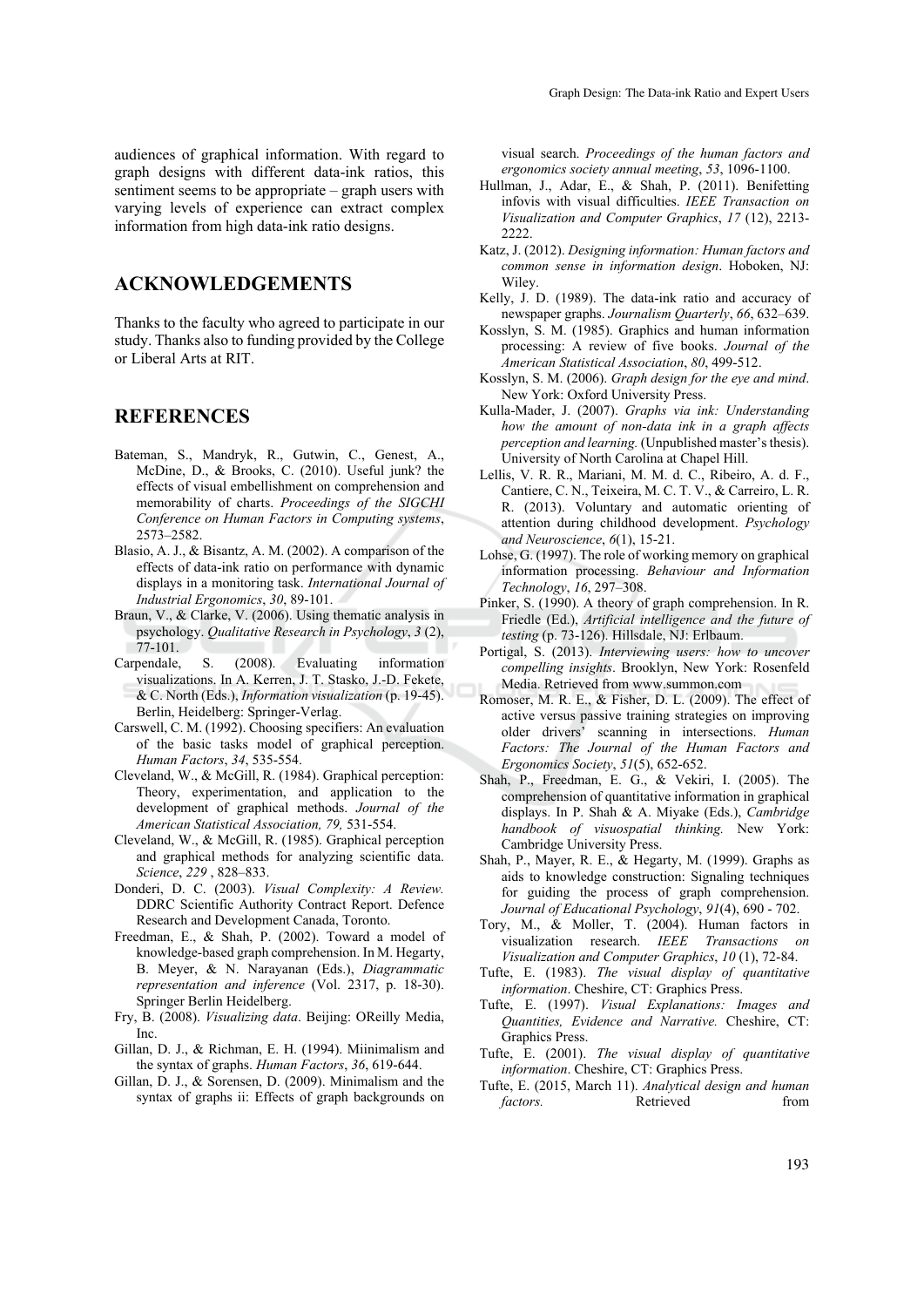audiences of graphical information. With regard to graph designs with different data-ink ratios, this sentiment seems to be appropriate – graph users with varying levels of experience can extract complex information from high data-ink ratio designs.

## ACKNOWLEDGEMENTS

Thanks to the faculty who agreed to participate in our study. Thanks also to funding provided by the College or Liberal Arts at RIT.

## REFERENCES

Bateman, S., Mandryk, R., Gutwin, C., Genest, A., McDine, D., & Brooks, C. (2010). Useful junk? the effects of visual embellishment on comprehension and memorability of charts. *Proceedings of the SIGCHI Conference on Human Factors in Computing systems*, 2573–2582.

Blasio, A. J., & Bisantz, A. M. (2002). A comparison of the effects of data-ink ratio on performance with dynamic displays in a monitoring task. *International Journal of Industrial Ergonomics*, *30*, 89-101.

Braun, V., & Clarke, V. (2006). Using thematic analysis in psychology. *Qualitative Research in Psychology*, *3* (2), 77-101.

Carpendale, S. (2008). Evaluating information visualizations. In A. Kerren, J. T. Stasko, J.-D. Fekete, & C. North (Eds.), *Information visualization* (p. 19-45). Berlin, Heidelberg: Springer-Verlag.

Carswell, C. M. (1992). Choosing specifiers: An evaluation of the basic tasks model of graphical perception. *Human Factors*, *34*, 535-554.

Cleveland, W., & McGill, R. (1984). Graphical perception: Theory, experimentation, and application to the development of graphical methods. *Journal of the American Statistical Association, 79,* 531-554.

Cleveland, W., & McGill, R. (1985). Graphical perception and graphical methods for analyzing scientific data. *Science*, *229* , 828–833.

Donderi, D. C. (2003). *Visual Complexity: A Review.* DDRC Scientific Authority Contract Report. Defence Research and Development Canada, Toronto.

Freedman, E., & Shah, P. (2002). Toward a model of knowledge-based graph comprehension. In M. Hegarty, B. Meyer, & N. Narayanan (Eds.), *Diagrammatic representation and inference* (Vol. 2317, p. 18-30). Springer Berlin Heidelberg.

Fry, B. (2008). *Visualizing data*. Beijing: OReilly Media, Inc.

Gillan, D. J., & Richman, E. H. (1994). Miinimalism and the syntax of graphs. *Human Factors*, *36*, 619-644.

Gillan, D. J., & Sorensen, D. (2009). Minimalism and the syntax of graphs ii: Effects of graph backgrounds on visual search. *Proceedings of the human factors and ergonomics society annual meeting*, *53*, 1096-1100.

Hullman, J., Adar, E., & Shah, P. (2011). Benifetting infovis with visual difficulties. *IEEE Transaction on Visualization and Computer Graphics*, *17* (12), 2213-2222.

Katz, J. (2012). *Designing information: Human factors and common sense in information design*. Hoboken, NJ: Wiley.

Kelly, J. D. (1989). The data-ink ratio and accuracy of newspaper graphs. *Journalism Quarterly*, *66*, 632–639.

Kosslyn, S. M. (1985). Graphics and human information processing: A review of five books. *Journal of the American Statistical Association*, *80*, 499-512.

Kosslyn, S. M. (2006). *Graph design for the eye and mind*. New York: Oxford University Press.

Kulla-Mader, J. (2007). *Graphs via ink: Understanding how the amount of non-data ink in a graph affects perception and learning.* (Unpublished master's thesis). University of North Carolina at Chapel Hill.

Lellis, V. R. R., Mariani, M. M. d. C., Ribeiro, A. d. F., Cantiere, C. N., Teixeira, M. C. T. V., & Carreiro, L. R. R. (2013). Voluntary and automatic orienting of attention during childhood development. *Psychology and Neuroscience*, *6*(1), 15-21.

Lohse, G. (1997). The role of working memory on graphical information processing. *Behaviour and Information Technology*, *16*, 297–308.

Pinker, S. (1990). A theory of graph comprehension. In R. Friedle (Ed.), *Artificial intelligence and the future of testing* (p. 73-126). Hillsdale, NJ: Erlbaum.

Portigal, S. (2013). *Interviewing users: how to uncover compelling insights*. Brooklyn, New York: Rosenfeld Media. Retrieved from www.summon.com

Romoser, M. R. E., & Fisher, D. L. (2009). The effect of active versus passive training strategies on improving older drivers' scanning in intersections. *Human Factors: The Journal of the Human Factors and Ergonomics Society*, *51*(5), 652-652.

Shah, P., Freedman, E. G., & Vekiri, I. (2005). The comprehension of quantitative information in graphical displays. In P. Shah & A. Miyake (Eds.), *Cambridge handbook of visuospatial thinking.* New York: Cambridge University Press.

Shah, P., Mayer, R. E., & Hegarty, M. (1999). Graphs as aids to knowledge construction: Signaling techniques for guiding the process of graph comprehension. *Journal of Educational Psychology*, *91*(4), 690 - 702.

Tory, M., & Moller, T. (2004). Human factors in visualization research. *IEEE Transactions on Visualization and Computer Graphics*, *10* (1), 72-84.

Tufte, E. (1983). *The visual display of quantitative information*. Cheshire, CT: Graphics Press.

Tufte, E. (1997). *Visual Explanations: Images and Quantities, Evidence and Narrative.* Cheshire, CT: Graphics Press.

Tufte, E. (2001). *The visual display of quantitative information*. Cheshire, CT: Graphics Press.

Tufte, E. (2015, March 11). *Analytical design and human factors.* Retrieved from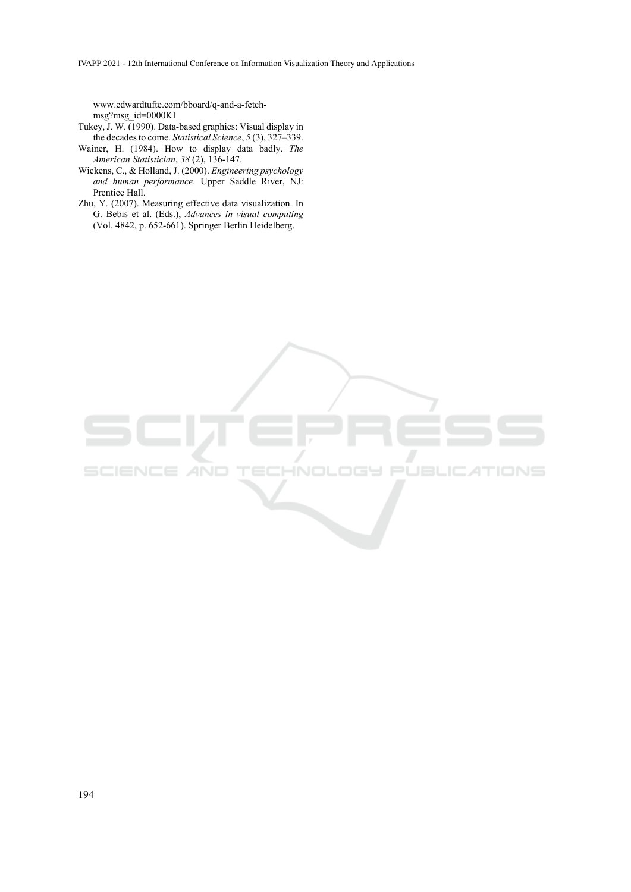www.edwardtufte.com/bboard/q-and-a-fetch-msg?msg_id=0000KI

Tukey, J. W. (1990). Data-based graphics: Visual display in the decades to come. *Statistical Science*, *5* (3), 327–339.

Wainer, H. (1984). How to display data badly. *The American Statistician*, *38* (2), 136-147.

Wickens, C., & Holland, J. (2000). *Engineering psychology and human performance*. Upper Saddle River, NJ: Prentice Hall.

Zhu, Y. (2007). Measuring effective data visualization. In G. Bebis et al. (Eds.), *Advances in visual computing* (Vol. 4842, p. 652-661). Springer Berlin Heidelberg.